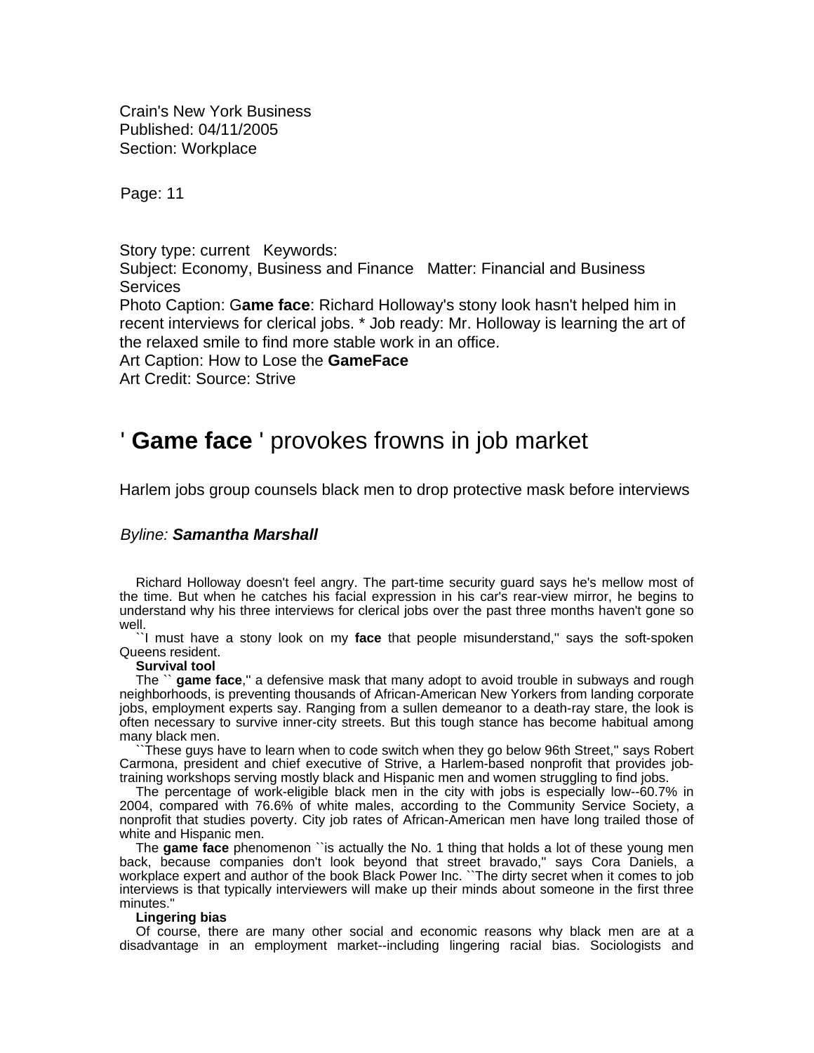Crain's New York Business
Published: 04/11/2005
Section: Workplace

Page: 11

Story type: current Keywords:
Subject: Economy, Business and Finance Matter: Financial and Business Services
Photo Caption: G**ame face**: Richard Holloway's stony look hasn't helped him in recent interviews for clerical jobs. * Job ready: Mr. Holloway is learning the art of the relaxed smile to find more stable work in an office.
Art Caption: How to Lose the **GameFace**
Art Credit: Source: Strive

# ' **Game face** ' provokes frowns in job market

Harlem jobs group counsels black men to drop protective mask before interviews

*Byline:* ***Samantha Marshall***

Richard Holloway doesn't feel angry. The part-time security guard says he's mellow most of the time. But when he catches his facial expression in his car's rear-view mirror, he begins to understand why his three interviews for clerical jobs over the past three months haven't gone so well.

``I must have a stony look on my **face** that people misunderstand,'' says the soft-spoken Queens resident.

**Survival tool**

The `` **game face**,'' a defensive mask that many adopt to avoid trouble in subways and rough neighborhoods, is preventing thousands of African-American New Yorkers from landing corporate jobs, employment experts say. Ranging from a sullen demeanor to a death-ray stare, the look is often necessary to survive inner-city streets. But this tough stance has become habitual among many black men.

``These guys have to learn when to code switch when they go below 96th Street,'' says Robert Carmona, president and chief executive of Strive, a Harlem-based nonprofit that provides job-training workshops serving mostly black and Hispanic men and women struggling to find jobs.

The percentage of work-eligible black men in the city with jobs is especially low--60.7% in 2004, compared with 76.6% of white males, according to the Community Service Society, a nonprofit that studies poverty. City job rates of African-American men have long trailed those of white and Hispanic men.

The **game face** phenomenon ``is actually the No. 1 thing that holds a lot of these young men back, because companies don't look beyond that street bravado,'' says Cora Daniels, a workplace expert and author of the book Black Power Inc. ``The dirty secret when it comes to job interviews is that typically interviewers will make up their minds about someone in the first three minutes.''

**Lingering bias**

Of course, there are many other social and economic reasons why black men are at a disadvantage in an employment market--including lingering racial bias. Sociologists and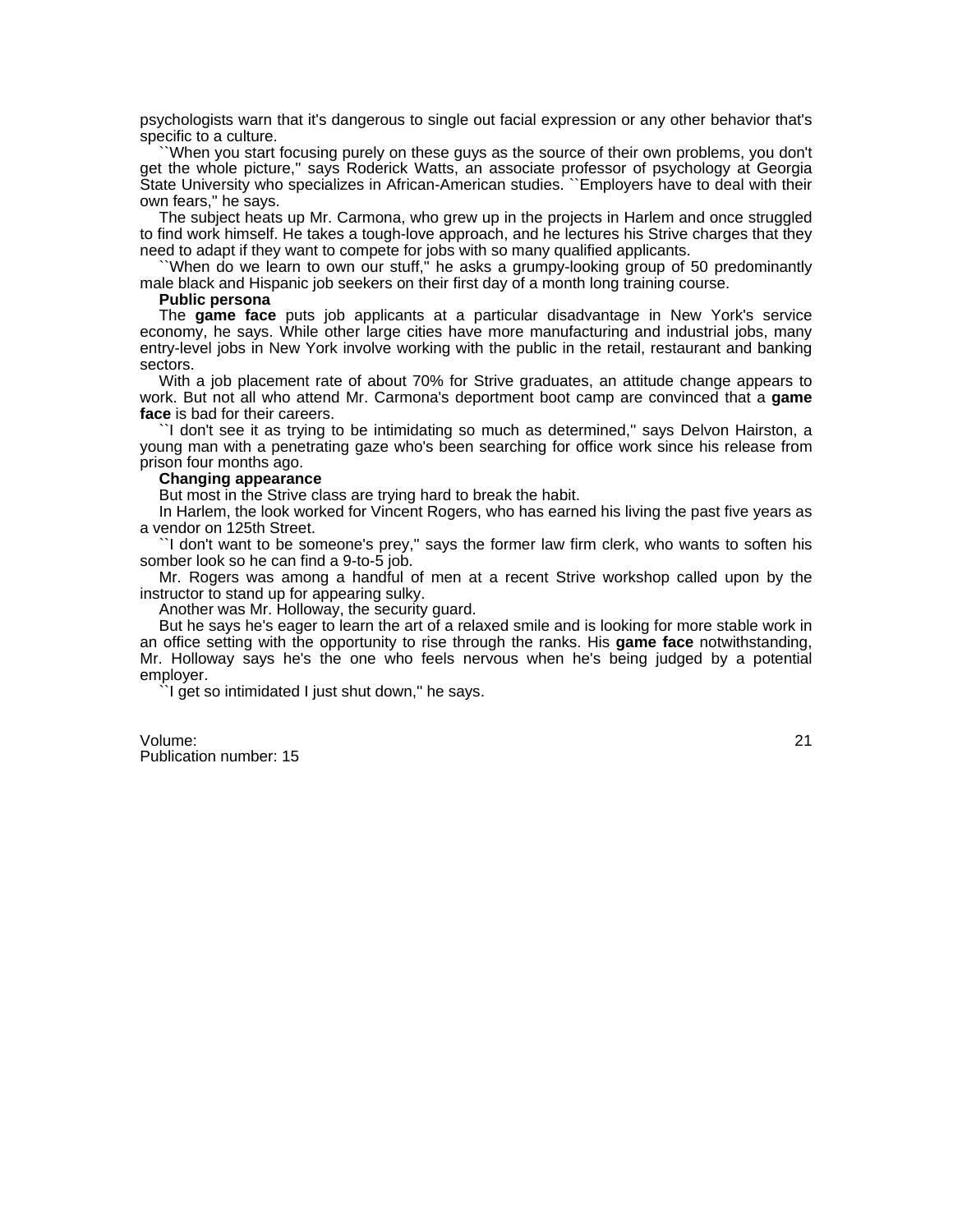psychologists warn that it's dangerous to single out facial expression or any other behavior that's specific to a culture.

``When you start focusing purely on these guys as the source of their own problems, you don't get the whole picture,'' says Roderick Watts, an associate professor of psychology at Georgia State University who specializes in African-American studies. ``Employers have to deal with their own fears,'' he says.

The subject heats up Mr. Carmona, who grew up in the projects in Harlem and once struggled to find work himself. He takes a tough-love approach, and he lectures his Strive charges that they need to adapt if they want to compete for jobs with so many qualified applicants.

``When do we learn to own our stuff,'' he asks a grumpy-looking group of 50 predominantly male black and Hispanic job seekers on their first day of a month long training course.

**Public persona**

The **game face** puts job applicants at a particular disadvantage in New York's service economy, he says. While other large cities have more manufacturing and industrial jobs, many entry-level jobs in New York involve working with the public in the retail, restaurant and banking sectors.

With a job placement rate of about 70% for Strive graduates, an attitude change appears to work. But not all who attend Mr. Carmona's deportment boot camp are convinced that a **game face** is bad for their careers.

``I don't see it as trying to be intimidating so much as determined,'' says Delvon Hairston, a young man with a penetrating gaze who's been searching for office work since his release from prison four months ago.

**Changing appearance**

But most in the Strive class are trying hard to break the habit.

In Harlem, the look worked for Vincent Rogers, who has earned his living the past five years as a vendor on 125th Street.

``I don't want to be someone's prey,'' says the former law firm clerk, who wants to soften his somber look so he can find a 9-to-5 job.

Mr. Rogers was among a handful of men at a recent Strive workshop called upon by the instructor to stand up for appearing sulky.

Another was Mr. Holloway, the security guard.

But he says he's eager to learn the art of a relaxed smile and is looking for more stable work in an office setting with the opportunity to rise through the ranks. His **game face** notwithstanding, Mr. Holloway says he's the one who feels nervous when he's being judged by a potential employer.

``I get so intimidated I just shut down,'' he says.

Volume: 21

Publication number: 15